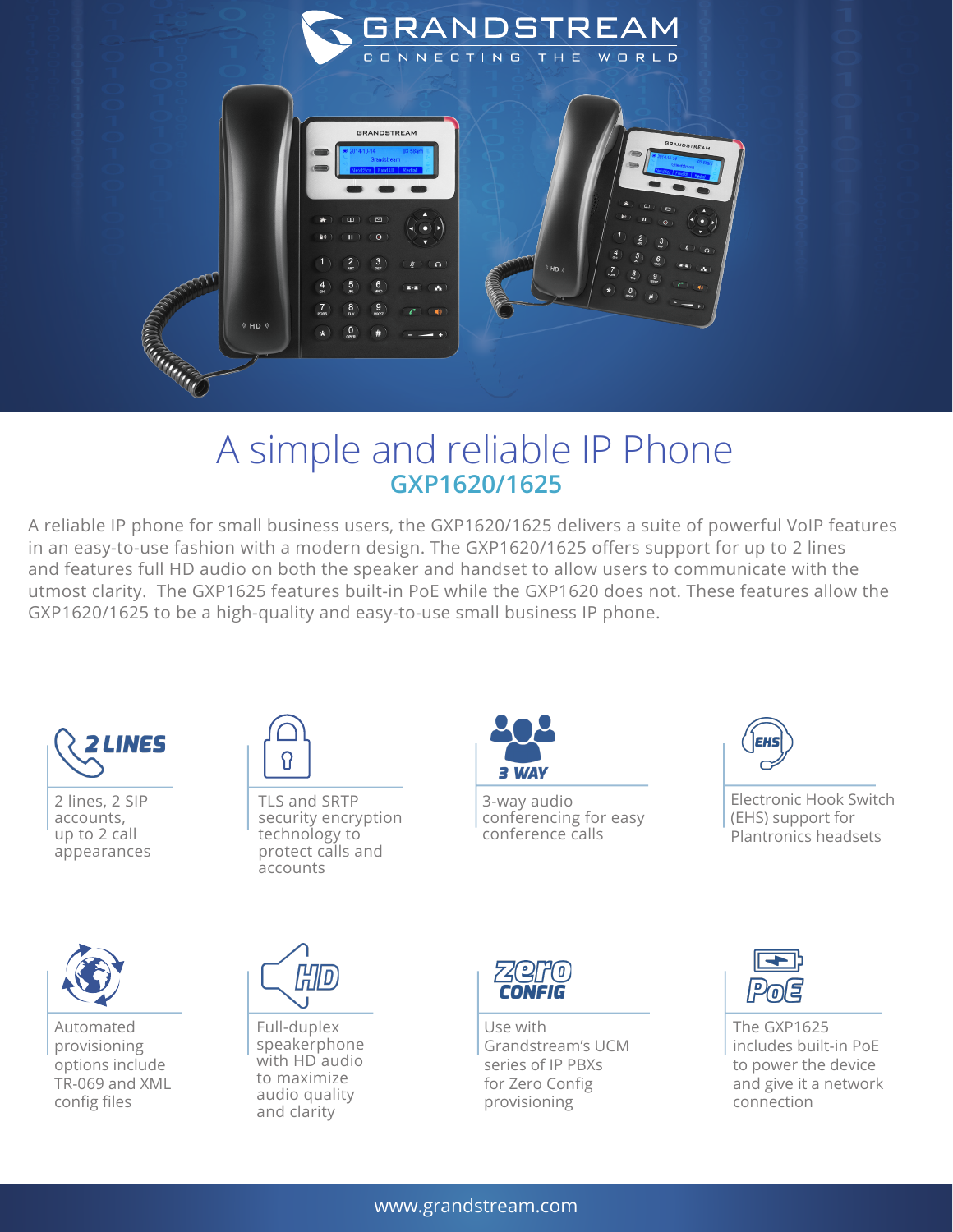# A simple and reliable IP Phone

## GXP1620/1625

A reliable IP phone for small business users, the GXP1620/1625 delivers a suite of powerful VoIP features in an easy-to-use fashion with a modern design. The GXP1620/1625 offers support for up to 2 lines and features full HD audio on both the speaker and handset to allow users to communicate with the utmost clarity. The GXP1625 features built-in PoE while the GXP1620 does not. These features allow the GXP1620/1625 to be a high-quality and easy-to-use small business IP phone.

**2 LINES**
2 lines, 2 SIP accounts, up to 2 call appearances

TLS and SRTP security encryption technology to protect calls and accounts

**3 WAY**
3-way audio conferencing for easy conference calls

**EHS**
Electronic Hook Switch (EHS) support for Plantronics headsets

Automated provisioning options include TR-069 and XML config files

**HD**
Full-duplex speakerphone with HD audio to maximize audio quality and clarity

**zero CONFIG**
Use with Grandstream's UCM series of IP PBXs for Zero Config provisioning

**PoE**
The GXP1625 includes built-in PoE to power the device and give it a network connection

www.grandstream.com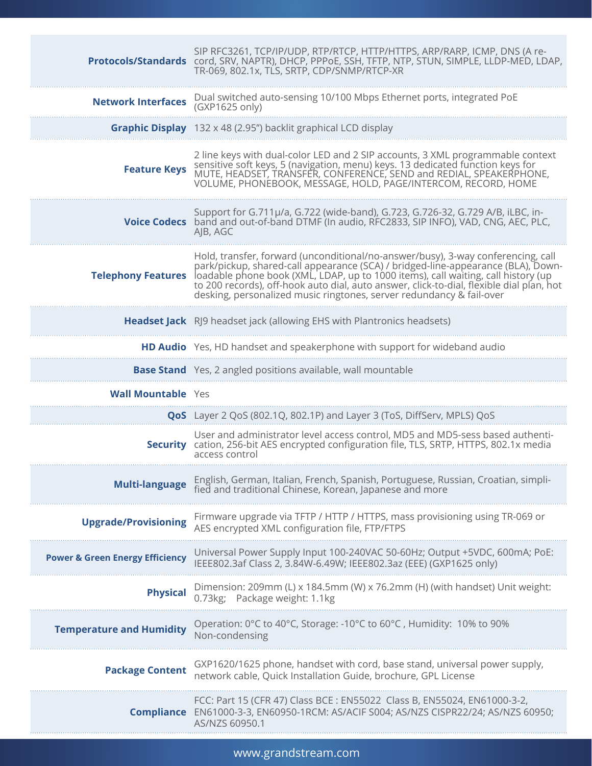| | |
|---|---|
| **Protocols/Standards** | SIP RFC3261, TCP/IP/UDP, RTP/RTCP, HTTP/HTTPS, ARP/RARP, ICMP, DNS (A record, SRV, NAPTR), DHCP, PPPoE, SSH, TFTP, NTP, STUN, SIMPLE, LLDP-MED, LDAP, TR-069, 802.1x, TLS, SRTP, CDP/SNMP/RTCP-XR |
| **Network Interfaces** | Dual switched auto-sensing 10/100 Mbps Ethernet ports, integrated PoE (GXP1625 only) |
| **Graphic Display** | 132 x 48 (2.95") backlit graphical LCD display |
| **Feature Keys** | 2 line keys with dual-color LED and 2 SIP accounts, 3 XML programmable context sensitive soft keys, 5 (navigation, menu) keys. 13 dedicated function keys for MUTE, HEADSET, TRANSFER, CONFERENCE, SEND and REDIAL, SPEAKERPHONE, VOLUME, PHONEBOOK, MESSAGE, HOLD, PAGE/INTERCOM, RECORD, HOME |
| **Voice Codecs** | Support for G.711µ/a, G.722 (wide-band), G.723, G.726-32, G.729 A/B, iLBC, in-band and out-of-band DTMF (In audio, RFC2833, SIP INFO), VAD, CNG, AEC, PLC, AJB, AGC |
| **Telephony Features** | Hold, transfer, forward (unconditional/no-answer/busy), 3-way conferencing, call park/pickup, shared-call appearance (SCA) / bridged-line-appearance (BLA), Downloadable phone book (XML, LDAP, up to 1000 items), call waiting, call history (up to 200 records), off-hook auto dial, auto answer, click-to-dial, flexible dial plan, hot desking, personalized music ringtones, server redundancy & fail-over |
| **Headset Jack** | RJ9 headset jack (allowing EHS with Plantronics headsets) |
| **HD Audio** | Yes, HD handset and speakerphone with support for wideband audio |
| **Base Stand** | Yes, 2 angled positions available, wall mountable |
| **Wall Mountable** | Yes |
| **QoS** | Layer 2 QoS (802.1Q, 802.1P) and Layer 3 (ToS, DiffServ, MPLS) QoS |
| **Security** | User and administrator level access control, MD5 and MD5-sess based authentication, 256-bit AES encrypted configuration file, TLS, SRTP, HTTPS, 802.1x media access control |
| **Multi-language** | English, German, Italian, French, Spanish, Portuguese, Russian, Croatian, simplified and traditional Chinese, Korean, Japanese and more |
| **Upgrade/Provisioning** | Firmware upgrade via TFTP / HTTP / HTTPS, mass provisioning using TR-069 or AES encrypted XML configuration file, FTP/FTPS |
| **Power & Green Energy Efficiency** | Universal Power Supply Input 100-240VAC 50-60Hz; Output +5VDC, 600mA; PoE: IEEE802.3af Class 2, 3.84W-6.49W; IEEE802.3az (EEE) (GXP1625 only) |
| **Physical** | Dimension: 209mm (L) x 184.5mm (W) x 76.2mm (H) (with handset) Unit weight: 0.73kg; Package weight: 1.1kg |
| **Temperature and Humidity** | Operation: 0°C to 40°C, Storage: -10°C to 60°C , Humidity: 10% to 90% Non-condensing |
| **Package Content** | GXP1620/1625 phone, handset with cord, base stand, universal power supply, network cable, Quick Installation Guide, brochure, GPL License |
| **Compliance** | FCC: Part 15 (CFR 47) Class BCE : EN55022 Class B, EN55024, EN61000-3-2, EN61000-3-3, EN60950-1RCM: AS/ACIF S004; AS/NZS CISPR22/24; AS/NZS 60950; AS/NZS 60950.1 |

www.grandstream.com